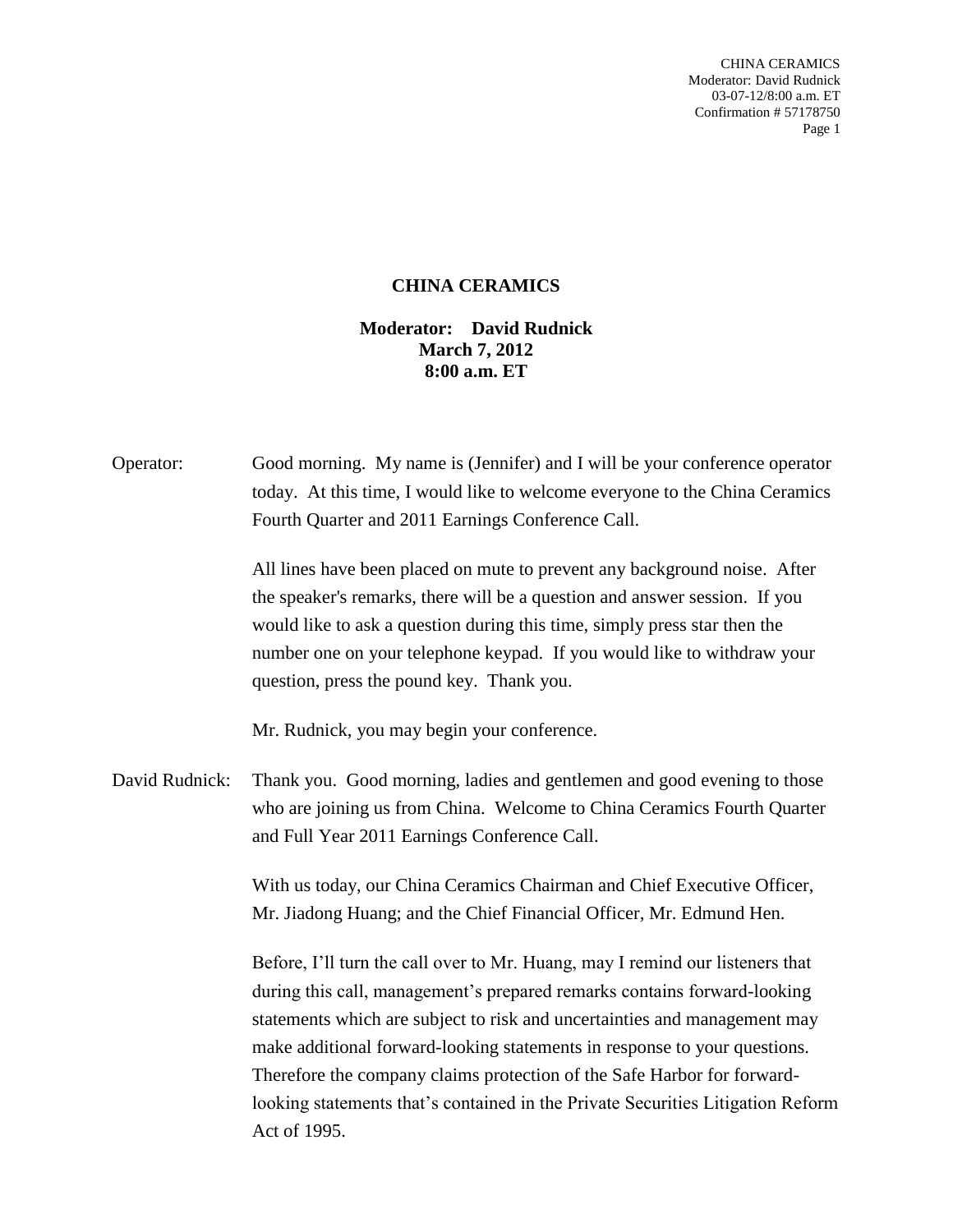# CHINA CERAMICS

**Moderator: David Rudnick**
**March 7, 2012**
**8:00 a.m. ET**

Operator: Good morning. My name is (Jennifer) and I will be your conference operator today. At this time, I would like to welcome everyone to the China Ceramics Fourth Quarter and 2011 Earnings Conference Call.

All lines have been placed on mute to prevent any background noise. After the speaker's remarks, there will be a question and answer session. If you would like to ask a question during this time, simply press star then the number one on your telephone keypad. If you would like to withdraw your question, press the pound key. Thank you.

Mr. Rudnick, you may begin your conference.

David Rudnick: Thank you. Good morning, ladies and gentlemen and good evening to those who are joining us from China. Welcome to China Ceramics Fourth Quarter and Full Year 2011 Earnings Conference Call.

With us today, our China Ceramics Chairman and Chief Executive Officer, Mr. Jiadong Huang; and the Chief Financial Officer, Mr. Edmund Hen.

Before, I'll turn the call over to Mr. Huang, may I remind our listeners that during this call, management's prepared remarks contains forward-looking statements which are subject to risk and uncertainties and management may make additional forward-looking statements in response to your questions. Therefore the company claims protection of the Safe Harbor for forward-looking statements that's contained in the Private Securities Litigation Reform Act of 1995.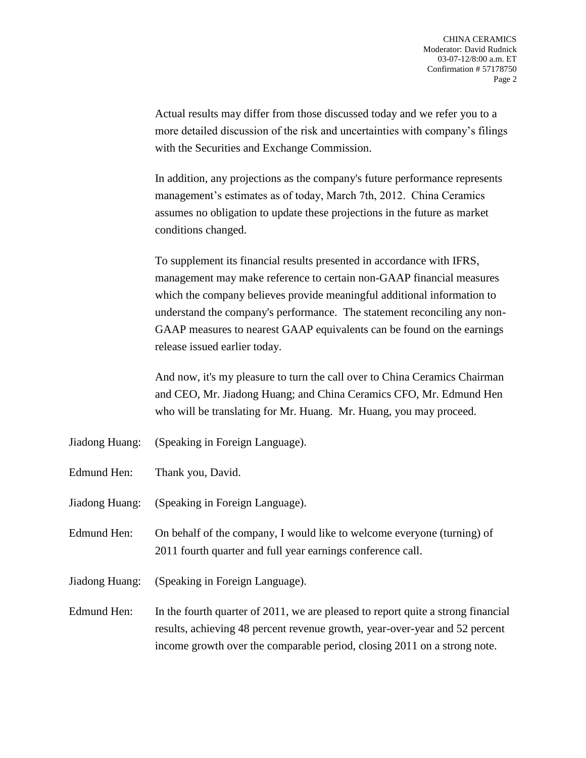Actual results may differ from those discussed today and we refer you to a more detailed discussion of the risk and uncertainties with company's filings with the Securities and Exchange Commission.

In addition, any projections as the company's future performance represents management's estimates as of today, March 7th, 2012. China Ceramics assumes no obligation to update these projections in the future as market conditions changed.

To supplement its financial results presented in accordance with IFRS, management may make reference to certain non-GAAP financial measures which the company believes provide meaningful additional information to understand the company's performance. The statement reconciling any non-GAAP measures to nearest GAAP equivalents can be found on the earnings release issued earlier today.

And now, it's my pleasure to turn the call over to China Ceramics Chairman and CEO, Mr. Jiadong Huang; and China Ceramics CFO, Mr. Edmund Hen who will be translating for Mr. Huang. Mr. Huang, you may proceed.

Jiadong Huang: (Speaking in Foreign Language).

Edmund Hen: Thank you, David.

Jiadong Huang: (Speaking in Foreign Language).

Edmund Hen: On behalf of the company, I would like to welcome everyone (turning) of 2011 fourth quarter and full year earnings conference call.

Jiadong Huang: (Speaking in Foreign Language).

Edmund Hen: In the fourth quarter of 2011, we are pleased to report quite a strong financial results, achieving 48 percent revenue growth, year-over-year and 52 percent income growth over the comparable period, closing 2011 on a strong note.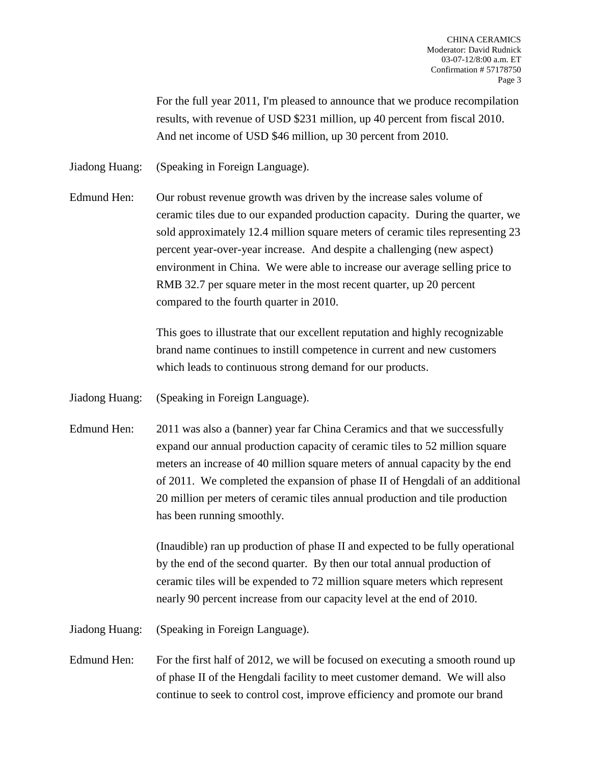For the full year 2011, I'm pleased to announce that we produce recompilation results, with revenue of USD $231 million, up 40 percent from fiscal 2010. And net income of USD $46 million, up 30 percent from 2010.

Jiadong Huang: (Speaking in Foreign Language).

Edmund Hen: Our robust revenue growth was driven by the increase sales volume of ceramic tiles due to our expanded production capacity. During the quarter, we sold approximately 12.4 million square meters of ceramic tiles representing 23 percent year-over-year increase. And despite a challenging (new aspect) environment in China. We were able to increase our average selling price to RMB 32.7 per square meter in the most recent quarter, up 20 percent compared to the fourth quarter in 2010.

This goes to illustrate that our excellent reputation and highly recognizable brand name continues to instill competence in current and new customers which leads to continuous strong demand for our products.

Jiadong Huang: (Speaking in Foreign Language).

Edmund Hen: 2011 was also a (banner) year far China Ceramics and that we successfully expand our annual production capacity of ceramic tiles to 52 million square meters an increase of 40 million square meters of annual capacity by the end of 2011. We completed the expansion of phase II of Hengdali of an additional 20 million per meters of ceramic tiles annual production and tile production has been running smoothly.

(Inaudible) ran up production of phase II and expected to be fully operational by the end of the second quarter. By then our total annual production of ceramic tiles will be expended to 72 million square meters which represent nearly 90 percent increase from our capacity level at the end of 2010.

Jiadong Huang: (Speaking in Foreign Language).

Edmund Hen: For the first half of 2012, we will be focused on executing a smooth round up of phase II of the Hengdali facility to meet customer demand. We will also continue to seek to control cost, improve efficiency and promote our brand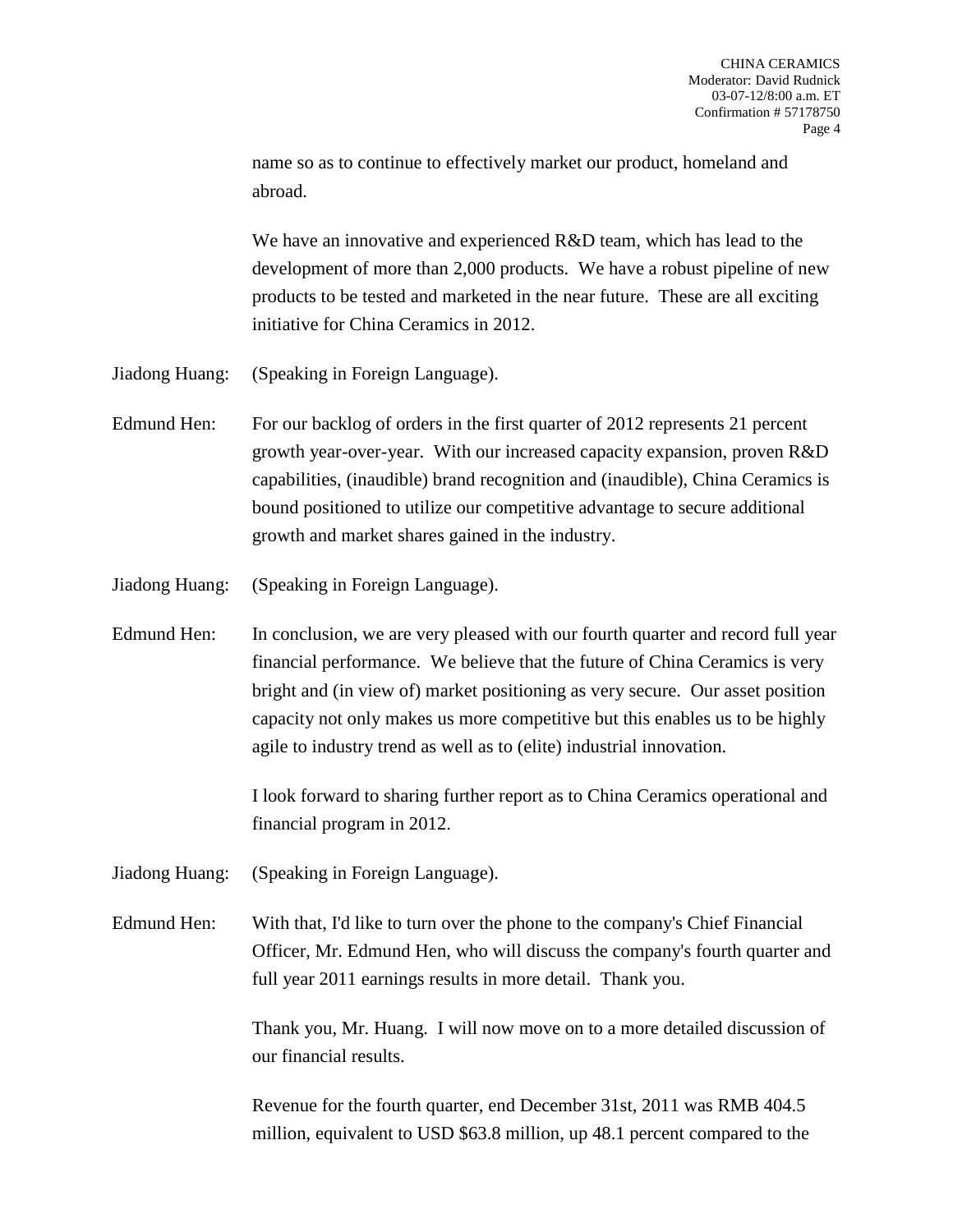name so as to continue to effectively market our product, homeland and abroad.

We have an innovative and experienced R&D team, which has lead to the development of more than 2,000 products. We have a robust pipeline of new products to be tested and marketed in the near future. These are all exciting initiative for China Ceramics in 2012.

Jiadong Huang: (Speaking in Foreign Language).

Edmund Hen: For our backlog of orders in the first quarter of 2012 represents 21 percent growth year-over-year. With our increased capacity expansion, proven R&D capabilities, (inaudible) brand recognition and (inaudible), China Ceramics is bound positioned to utilize our competitive advantage to secure additional growth and market shares gained in the industry.

Jiadong Huang: (Speaking in Foreign Language).

Edmund Hen: In conclusion, we are very pleased with our fourth quarter and record full year financial performance. We believe that the future of China Ceramics is very bright and (in view of) market positioning as very secure. Our asset position capacity not only makes us more competitive but this enables us to be highly agile to industry trend as well as to (elite) industrial innovation.

I look forward to sharing further report as to China Ceramics operational and financial program in 2012.

Jiadong Huang: (Speaking in Foreign Language).

Edmund Hen: With that, I'd like to turn over the phone to the company's Chief Financial Officer, Mr. Edmund Hen, who will discuss the company's fourth quarter and full year 2011 earnings results in more detail. Thank you.

Thank you, Mr. Huang. I will now move on to a more detailed discussion of our financial results.

Revenue for the fourth quarter, end December 31st, 2011 was RMB 404.5 million, equivalent to USD $63.8 million, up 48.1 percent compared to the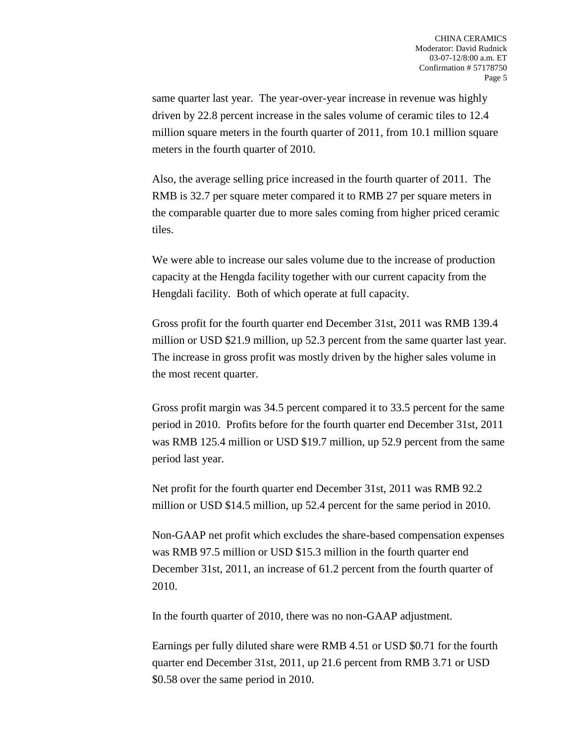same quarter last year. The year-over-year increase in revenue was highly driven by 22.8 percent increase in the sales volume of ceramic tiles to 12.4 million square meters in the fourth quarter of 2011, from 10.1 million square meters in the fourth quarter of 2010.

Also, the average selling price increased in the fourth quarter of 2011. The RMB is 32.7 per square meter compared it to RMB 27 per square meters in the comparable quarter due to more sales coming from higher priced ceramic tiles.

We were able to increase our sales volume due to the increase of production capacity at the Hengda facility together with our current capacity from the Hengdali facility. Both of which operate at full capacity.

Gross profit for the fourth quarter end December 31st, 2011 was RMB 139.4 million or USD $21.9 million, up 52.3 percent from the same quarter last year. The increase in gross profit was mostly driven by the higher sales volume in the most recent quarter.

Gross profit margin was 34.5 percent compared it to 33.5 percent for the same period in 2010. Profits before for the fourth quarter end December 31st, 2011 was RMB 125.4 million or USD $19.7 million, up 52.9 percent from the same period last year.

Net profit for the fourth quarter end December 31st, 2011 was RMB 92.2 million or USD $14.5 million, up 52.4 percent for the same period in 2010.

Non-GAAP net profit which excludes the share-based compensation expenses was RMB 97.5 million or USD $15.3 million in the fourth quarter end December 31st, 2011, an increase of 61.2 percent from the fourth quarter of 2010.

In the fourth quarter of 2010, there was no non-GAAP adjustment.

Earnings per fully diluted share were RMB 4.51 or USD $0.71 for the fourth quarter end December 31st, 2011, up 21.6 percent from RMB 3.71 or USD $0.58 over the same period in 2010.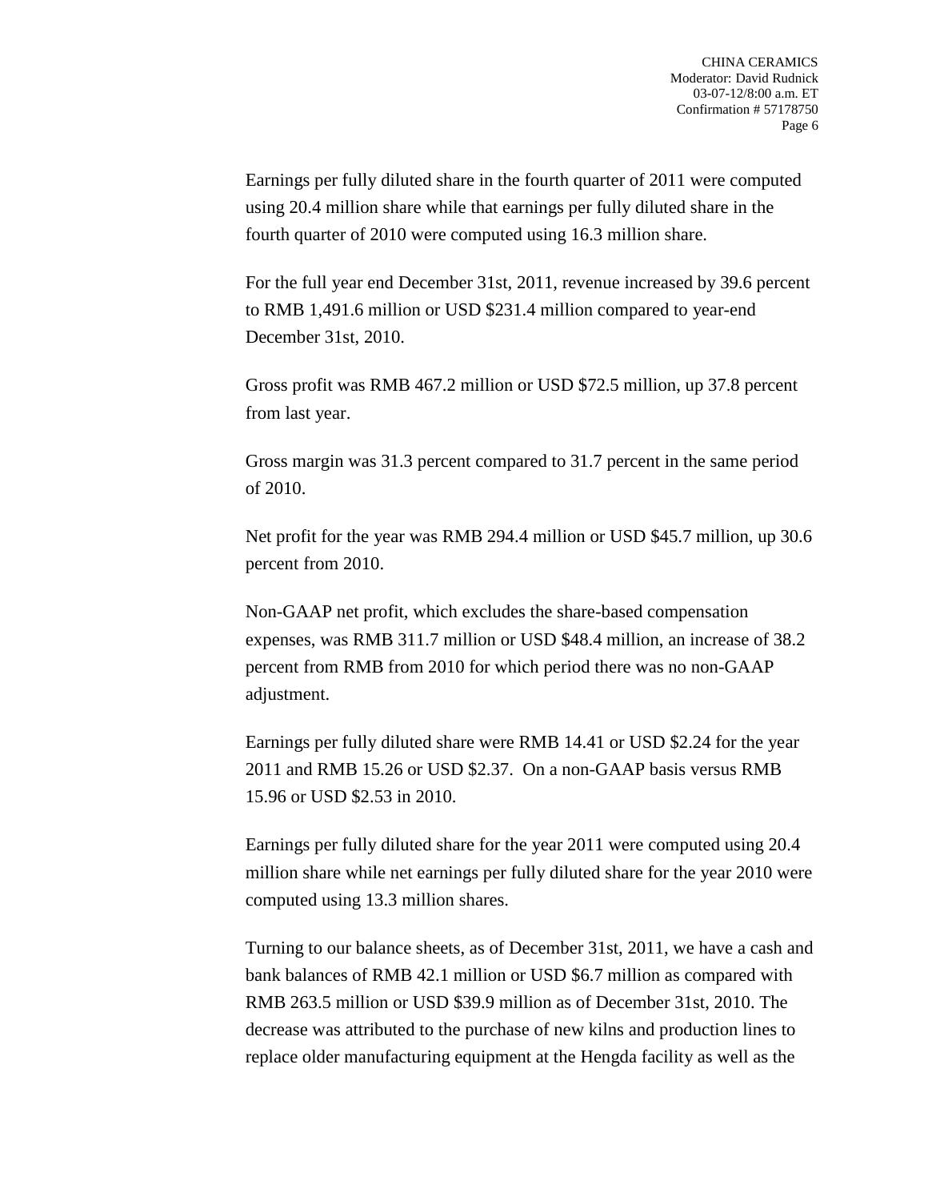Earnings per fully diluted share in the fourth quarter of 2011 were computed using 20.4 million share while that earnings per fully diluted share in the fourth quarter of 2010 were computed using 16.3 million share.

For the full year end December 31st, 2011, revenue increased by 39.6 percent to RMB 1,491.6 million or USD $231.4 million compared to year-end December 31st, 2010.

Gross profit was RMB 467.2 million or USD $72.5 million, up 37.8 percent from last year.

Gross margin was 31.3 percent compared to 31.7 percent in the same period of 2010.

Net profit for the year was RMB 294.4 million or USD $45.7 million, up 30.6 percent from 2010.

Non-GAAP net profit, which excludes the share-based compensation expenses, was RMB 311.7 million or USD $48.4 million, an increase of 38.2 percent from RMB from 2010 for which period there was no non-GAAP adjustment.

Earnings per fully diluted share were RMB 14.41 or USD $2.24 for the year 2011 and RMB 15.26 or USD $2.37. On a non-GAAP basis versus RMB 15.96 or USD $2.53 in 2010.

Earnings per fully diluted share for the year 2011 were computed using 20.4 million share while net earnings per fully diluted share for the year 2010 were computed using 13.3 million shares.

Turning to our balance sheets, as of December 31st, 2011, we have a cash and bank balances of RMB 42.1 million or USD $6.7 million as compared with RMB 263.5 million or USD $39.9 million as of December 31st, 2010. The decrease was attributed to the purchase of new kilns and production lines to replace older manufacturing equipment at the Hengda facility as well as the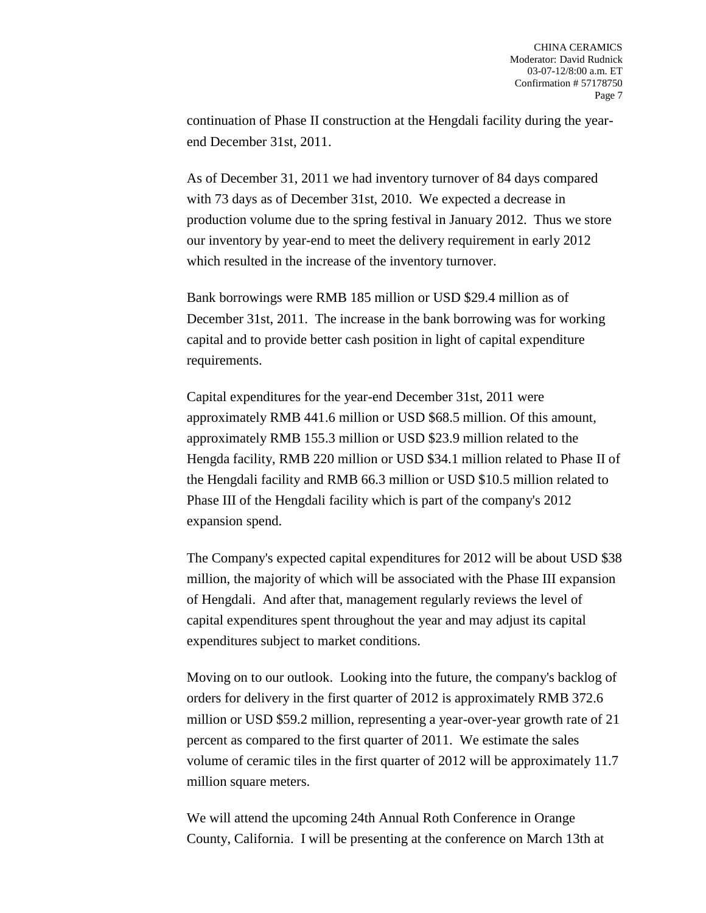continuation of Phase II construction at the Hengdali facility during the year-end December 31st, 2011.

As of December 31, 2011 we had inventory turnover of 84 days compared with 73 days as of December 31st, 2010. We expected a decrease in production volume due to the spring festival in January 2012. Thus we store our inventory by year-end to meet the delivery requirement in early 2012 which resulted in the increase of the inventory turnover.

Bank borrowings were RMB 185 million or USD $29.4 million as of December 31st, 2011. The increase in the bank borrowing was for working capital and to provide better cash position in light of capital expenditure requirements.

Capital expenditures for the year-end December 31st, 2011 were approximately RMB 441.6 million or USD $68.5 million. Of this amount, approximately RMB 155.3 million or USD $23.9 million related to the Hengda facility, RMB 220 million or USD $34.1 million related to Phase II of the Hengdali facility and RMB 66.3 million or USD $10.5 million related to Phase III of the Hengdali facility which is part of the company's 2012 expansion spend.

The Company's expected capital expenditures for 2012 will be about USD $38 million, the majority of which will be associated with the Phase III expansion of Hengdali. And after that, management regularly reviews the level of capital expenditures spent throughout the year and may adjust its capital expenditures subject to market conditions.

Moving on to our outlook. Looking into the future, the company's backlog of orders for delivery in the first quarter of 2012 is approximately RMB 372.6 million or USD $59.2 million, representing a year-over-year growth rate of 21 percent as compared to the first quarter of 2011. We estimate the sales volume of ceramic tiles in the first quarter of 2012 will be approximately 11.7 million square meters.

We will attend the upcoming 24th Annual Roth Conference in Orange County, California. I will be presenting at the conference on March 13th at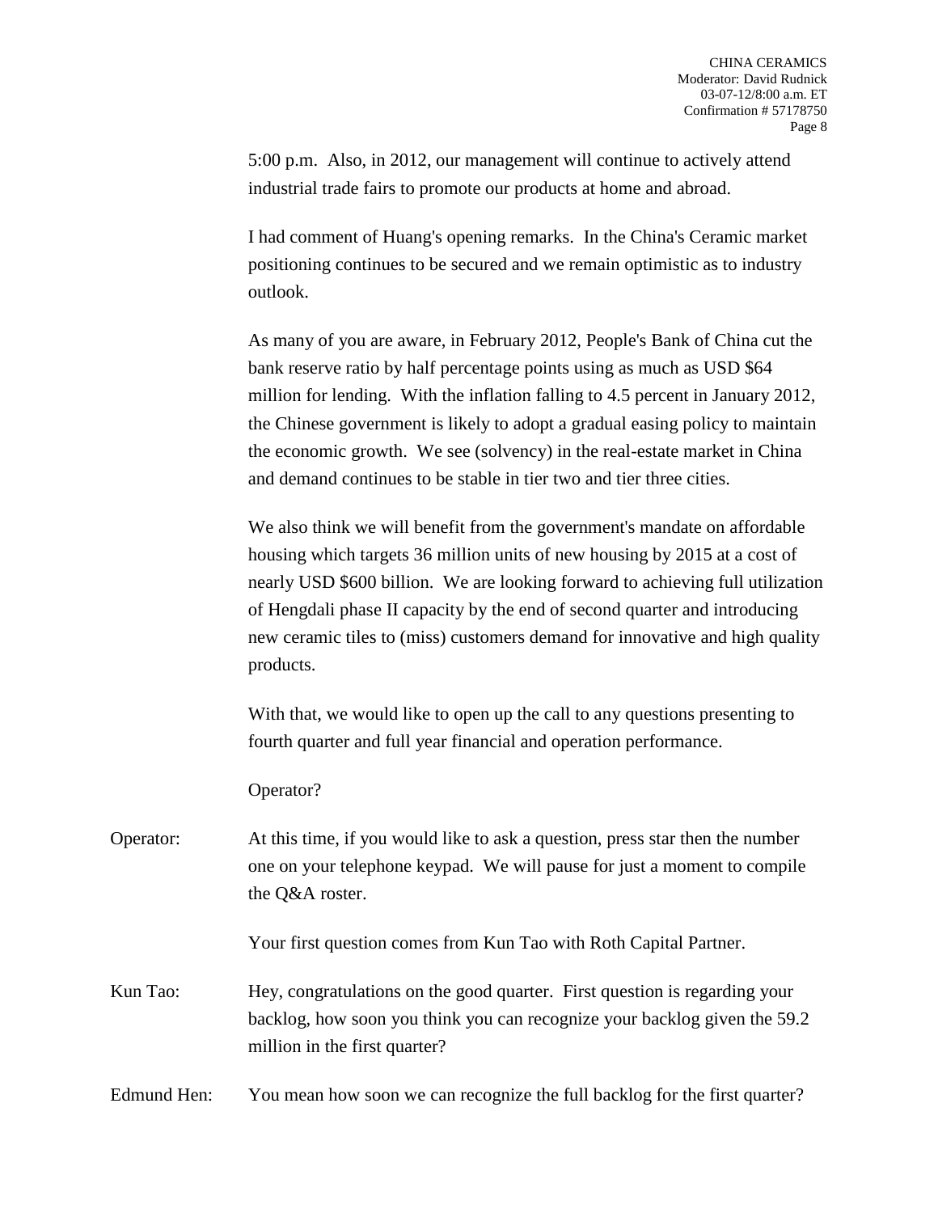5:00 p.m. Also, in 2012, our management will continue to actively attend industrial trade fairs to promote our products at home and abroad.

I had comment of Huang's opening remarks. In the China's Ceramic market positioning continues to be secured and we remain optimistic as to industry outlook.

As many of you are aware, in February 2012, People's Bank of China cut the bank reserve ratio by half percentage points using as much as USD $64 million for lending. With the inflation falling to 4.5 percent in January 2012, the Chinese government is likely to adopt a gradual easing policy to maintain the economic growth. We see (solvency) in the real-estate market in China and demand continues to be stable in tier two and tier three cities.

We also think we will benefit from the government's mandate on affordable housing which targets 36 million units of new housing by 2015 at a cost of nearly USD $600 billion. We are looking forward to achieving full utilization of Hengdali phase II capacity by the end of second quarter and introducing new ceramic tiles to (miss) customers demand for innovative and high quality products.

With that, we would like to open up the call to any questions presenting to fourth quarter and full year financial and operation performance.

Operator?

Operator: At this time, if you would like to ask a question, press star then the number one on your telephone keypad. We will pause for just a moment to compile the Q&A roster.

Your first question comes from Kun Tao with Roth Capital Partner.

Kun Tao: Hey, congratulations on the good quarter. First question is regarding your backlog, how soon you think you can recognize your backlog given the 59.2 million in the first quarter?

Edmund Hen: You mean how soon we can recognize the full backlog for the first quarter?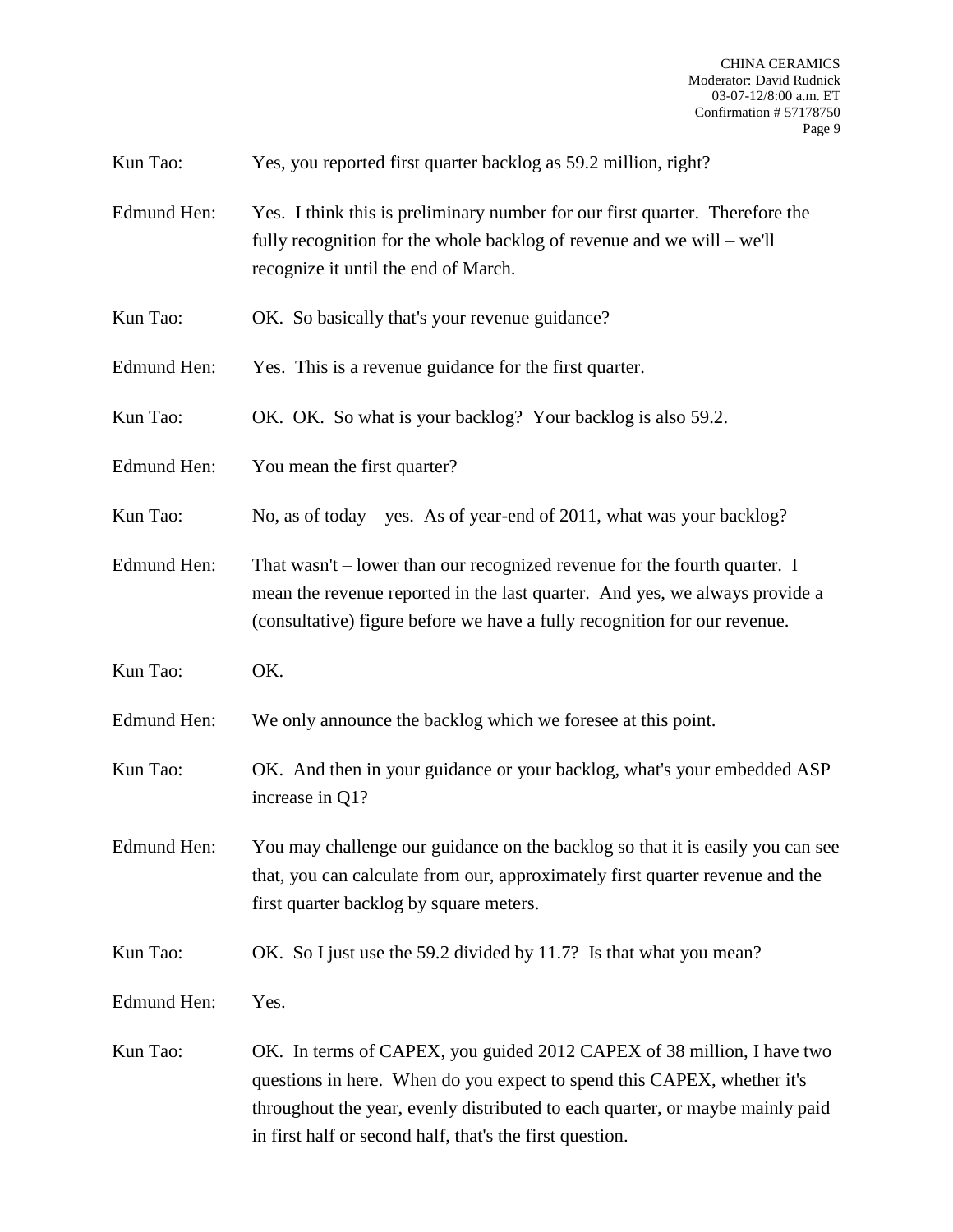Kun Tao: Yes, you reported first quarter backlog as 59.2 million, right?

Edmund Hen: Yes. I think this is preliminary number for our first quarter. Therefore the fully recognition for the whole backlog of revenue and we will – we'll recognize it until the end of March.

Kun Tao: OK. So basically that's your revenue guidance?

Edmund Hen: Yes. This is a revenue guidance for the first quarter.

Kun Tao: OK. OK. So what is your backlog? Your backlog is also 59.2.

Edmund Hen: You mean the first quarter?

Kun Tao: No, as of today – yes. As of year-end of 2011, what was your backlog?

Edmund Hen: That wasn't – lower than our recognized revenue for the fourth quarter. I mean the revenue reported in the last quarter. And yes, we always provide a (consultative) figure before we have a fully recognition for our revenue.

Kun Tao: OK.

Edmund Hen: We only announce the backlog which we foresee at this point.

Kun Tao: OK. And then in your guidance or your backlog, what's your embedded ASP increase in Q1?

Edmund Hen: You may challenge our guidance on the backlog so that it is easily you can see that, you can calculate from our, approximately first quarter revenue and the first quarter backlog by square meters.

Kun Tao: OK. So I just use the 59.2 divided by 11.7? Is that what you mean?

Edmund Hen: Yes.

Kun Tao: OK. In terms of CAPEX, you guided 2012 CAPEX of 38 million, I have two questions in here. When do you expect to spend this CAPEX, whether it's throughout the year, evenly distributed to each quarter, or maybe mainly paid in first half or second half, that's the first question.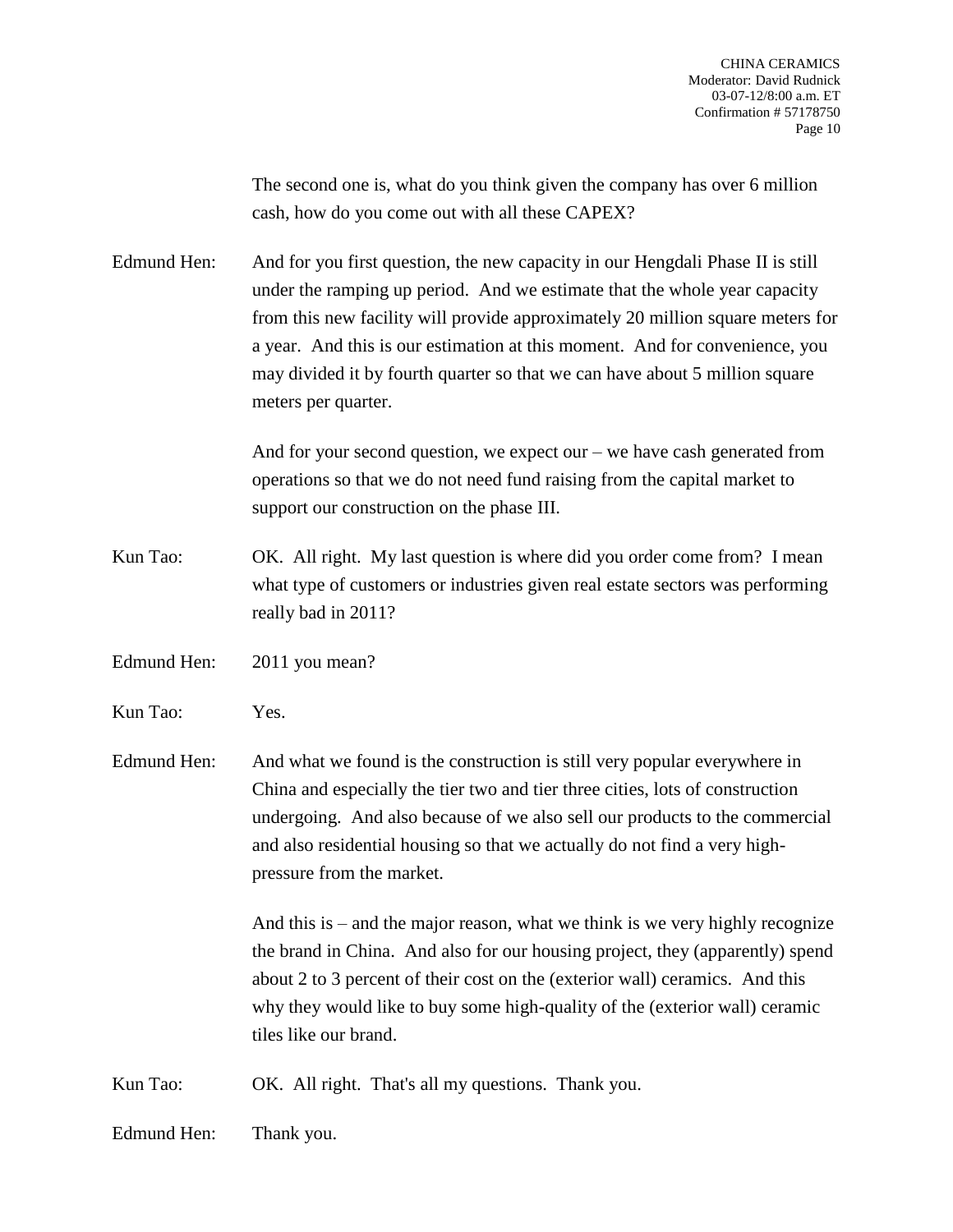The second one is, what do you think given the company has over 6 million cash, how do you come out with all these CAPEX?

Edmund Hen: And for you first question, the new capacity in our Hengdali Phase II is still under the ramping up period. And we estimate that the whole year capacity from this new facility will provide approximately 20 million square meters for a year. And this is our estimation at this moment. And for convenience, you may divided it by fourth quarter so that we can have about 5 million square meters per quarter.

And for your second question, we expect our – we have cash generated from operations so that we do not need fund raising from the capital market to support our construction on the phase III.

Kun Tao: OK. All right. My last question is where did you order come from? I mean what type of customers or industries given real estate sectors was performing really bad in 2011?

Edmund Hen: 2011 you mean?

Kun Tao: Yes.

Edmund Hen: And what we found is the construction is still very popular everywhere in China and especially the tier two and tier three cities, lots of construction undergoing. And also because of we also sell our products to the commercial and also residential housing so that we actually do not find a very high-pressure from the market.

And this is – and the major reason, what we think is we very highly recognize the brand in China. And also for our housing project, they (apparently) spend about 2 to 3 percent of their cost on the (exterior wall) ceramics. And this why they would like to buy some high-quality of the (exterior wall) ceramic tiles like our brand.

Kun Tao: OK. All right. That's all my questions. Thank you.

Edmund Hen: Thank you.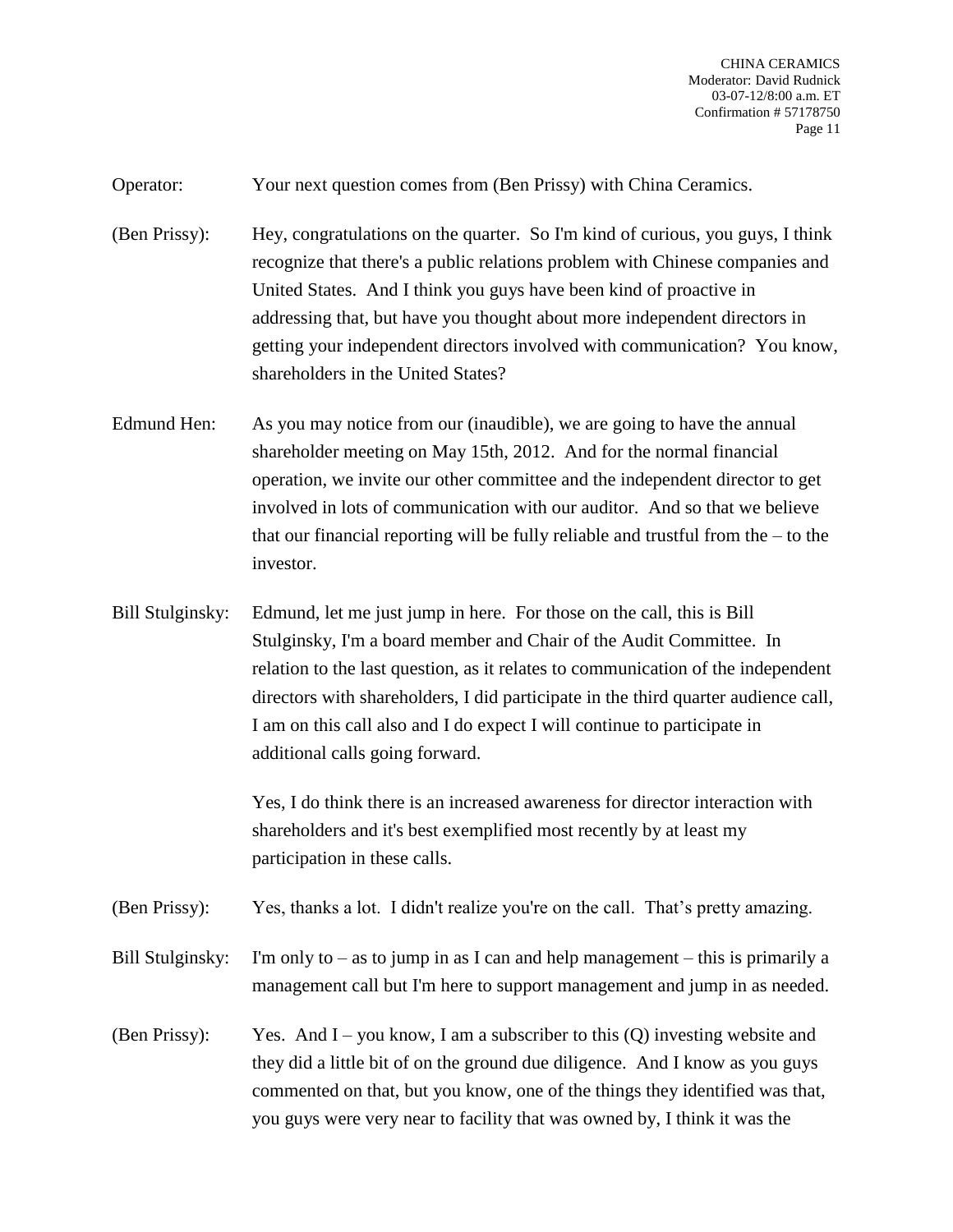Operator: Your next question comes from (Ben Prissy) with China Ceramics.

(Ben Prissy): Hey, congratulations on the quarter. So I'm kind of curious, you guys, I think recognize that there's a public relations problem with Chinese companies and United States. And I think you guys have been kind of proactive in addressing that, but have you thought about more independent directors in getting your independent directors involved with communication? You know, shareholders in the United States?

Edmund Hen: As you may notice from our (inaudible), we are going to have the annual shareholder meeting on May 15th, 2012. And for the normal financial operation, we invite our other committee and the independent director to get involved in lots of communication with our auditor. And so that we believe that our financial reporting will be fully reliable and trustful from the – to the investor.

Bill Stulginsky: Edmund, let me just jump in here. For those on the call, this is Bill Stulginsky, I'm a board member and Chair of the Audit Committee. In relation to the last question, as it relates to communication of the independent directors with shareholders, I did participate in the third quarter audience call, I am on this call also and I do expect I will continue to participate in additional calls going forward.

Yes, I do think there is an increased awareness for director interaction with shareholders and it's best exemplified most recently by at least my participation in these calls.

(Ben Prissy): Yes, thanks a lot. I didn't realize you're on the call. That's pretty amazing.

Bill Stulginsky: I'm only to – as to jump in as I can and help management – this is primarily a management call but I'm here to support management and jump in as needed.

(Ben Prissy): Yes. And I – you know, I am a subscriber to this (Q) investing website and they did a little bit of on the ground due diligence. And I know as you guys commented on that, but you know, one of the things they identified was that, you guys were very near to facility that was owned by, I think it was the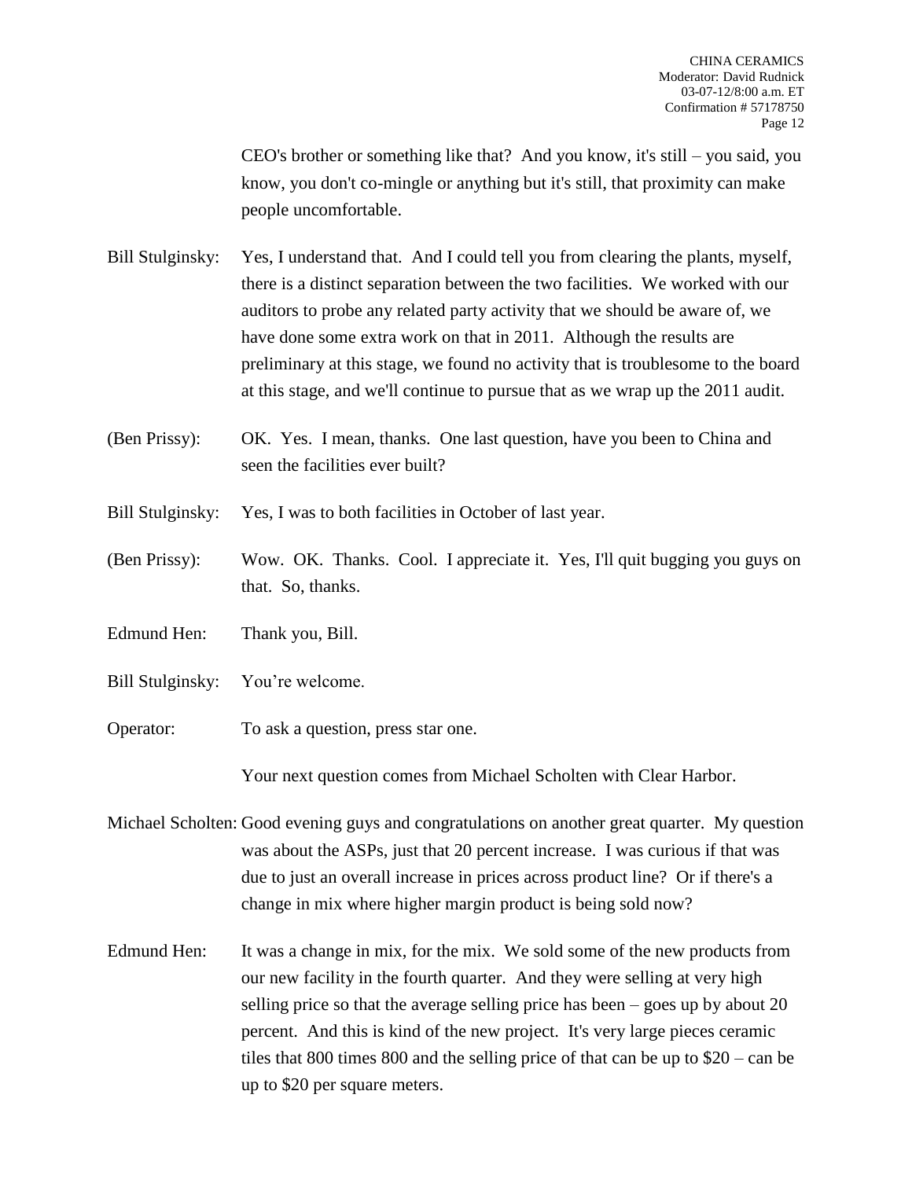CEO's brother or something like that? And you know, it's still – you said, you know, you don't co-mingle or anything but it's still, that proximity can make people uncomfortable.

Bill Stulginsky: Yes, I understand that. And I could tell you from clearing the plants, myself, there is a distinct separation between the two facilities. We worked with our auditors to probe any related party activity that we should be aware of, we have done some extra work on that in 2011. Although the results are preliminary at this stage, we found no activity that is troublesome to the board at this stage, and we'll continue to pursue that as we wrap up the 2011 audit.

(Ben Prissy): OK. Yes. I mean, thanks. One last question, have you been to China and seen the facilities ever built?

Bill Stulginsky: Yes, I was to both facilities in October of last year.

(Ben Prissy): Wow. OK. Thanks. Cool. I appreciate it. Yes, I'll quit bugging you guys on that. So, thanks.

Edmund Hen: Thank you, Bill.

Bill Stulginsky: You're welcome.

Operator: To ask a question, press star one.

Your next question comes from Michael Scholten with Clear Harbor.

Michael Scholten: Good evening guys and congratulations on another great quarter. My question was about the ASPs, just that 20 percent increase. I was curious if that was due to just an overall increase in prices across product line? Or if there's a change in mix where higher margin product is being sold now?

Edmund Hen: It was a change in mix, for the mix. We sold some of the new products from our new facility in the fourth quarter. And they were selling at very high selling price so that the average selling price has been – goes up by about 20 percent. And this is kind of the new project. It's very large pieces ceramic tiles that 800 times 800 and the selling price of that can be up to $20 – can be up to $20 per square meters.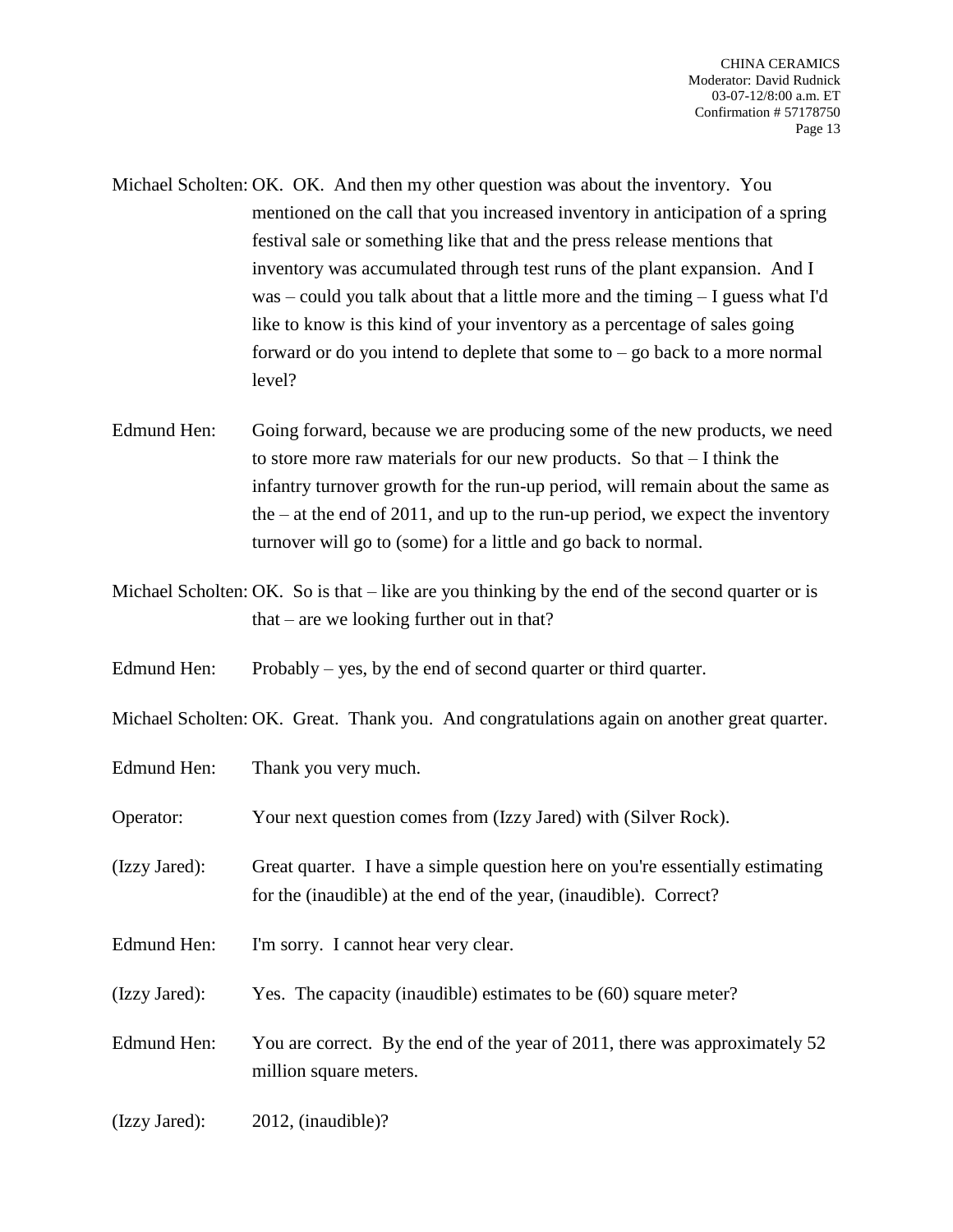Michael Scholten: OK. OK. And then my other question was about the inventory. You mentioned on the call that you increased inventory in anticipation of a spring festival sale or something like that and the press release mentions that inventory was accumulated through test runs of the plant expansion. And I was – could you talk about that a little more and the timing – I guess what I'd like to know is this kind of your inventory as a percentage of sales going forward or do you intend to deplete that some to – go back to a more normal level?

Edmund Hen: Going forward, because we are producing some of the new products, we need to store more raw materials for our new products. So that – I think the infantry turnover growth for the run-up period, will remain about the same as the – at the end of 2011, and up to the run-up period, we expect the inventory turnover will go to (some) for a little and go back to normal.

Michael Scholten: OK. So is that – like are you thinking by the end of the second quarter or is that – are we looking further out in that?

Edmund Hen: Probably – yes, by the end of second quarter or third quarter.

Michael Scholten: OK. Great. Thank you. And congratulations again on another great quarter.

Edmund Hen: Thank you very much.

Operator: Your next question comes from (Izzy Jared) with (Silver Rock).

(Izzy Jared): Great quarter. I have a simple question here on you're essentially estimating for the (inaudible) at the end of the year, (inaudible). Correct?

Edmund Hen: I'm sorry. I cannot hear very clear.

(Izzy Jared): Yes. The capacity (inaudible) estimates to be (60) square meter?

Edmund Hen: You are correct. By the end of the year of 2011, there was approximately 52 million square meters.

(Izzy Jared): 2012, (inaudible)?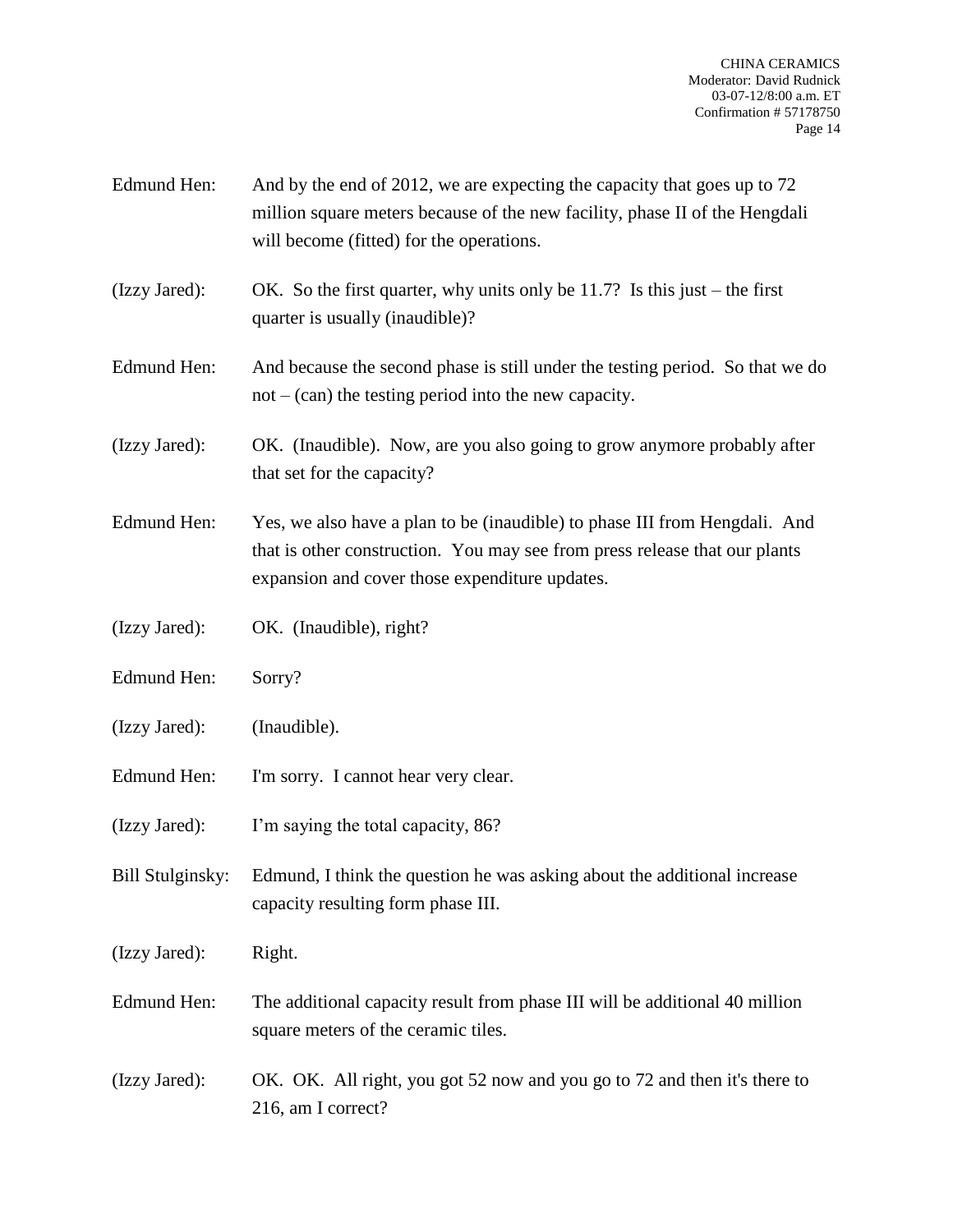Edmund Hen: And by the end of 2012, we are expecting the capacity that goes up to 72 million square meters because of the new facility, phase II of the Hengdali will become (fitted) for the operations.

(Izzy Jared): OK. So the first quarter, why units only be 11.7? Is this just – the first quarter is usually (inaudible)?

Edmund Hen: And because the second phase is still under the testing period. So that we do not – (can) the testing period into the new capacity.

(Izzy Jared): OK. (Inaudible). Now, are you also going to grow anymore probably after that set for the capacity?

Edmund Hen: Yes, we also have a plan to be (inaudible) to phase III from Hengdali. And that is other construction. You may see from press release that our plants expansion and cover those expenditure updates.

(Izzy Jared): OK. (Inaudible), right?

Edmund Hen: Sorry?

(Izzy Jared): (Inaudible).

Edmund Hen: I'm sorry. I cannot hear very clear.

(Izzy Jared): I'm saying the total capacity, 86?

Bill Stulginsky: Edmund, I think the question he was asking about the additional increase capacity resulting form phase III.

(Izzy Jared): Right.

Edmund Hen: The additional capacity result from phase III will be additional 40 million square meters of the ceramic tiles.

(Izzy Jared): OK. OK. All right, you got 52 now and you go to 72 and then it's there to 216, am I correct?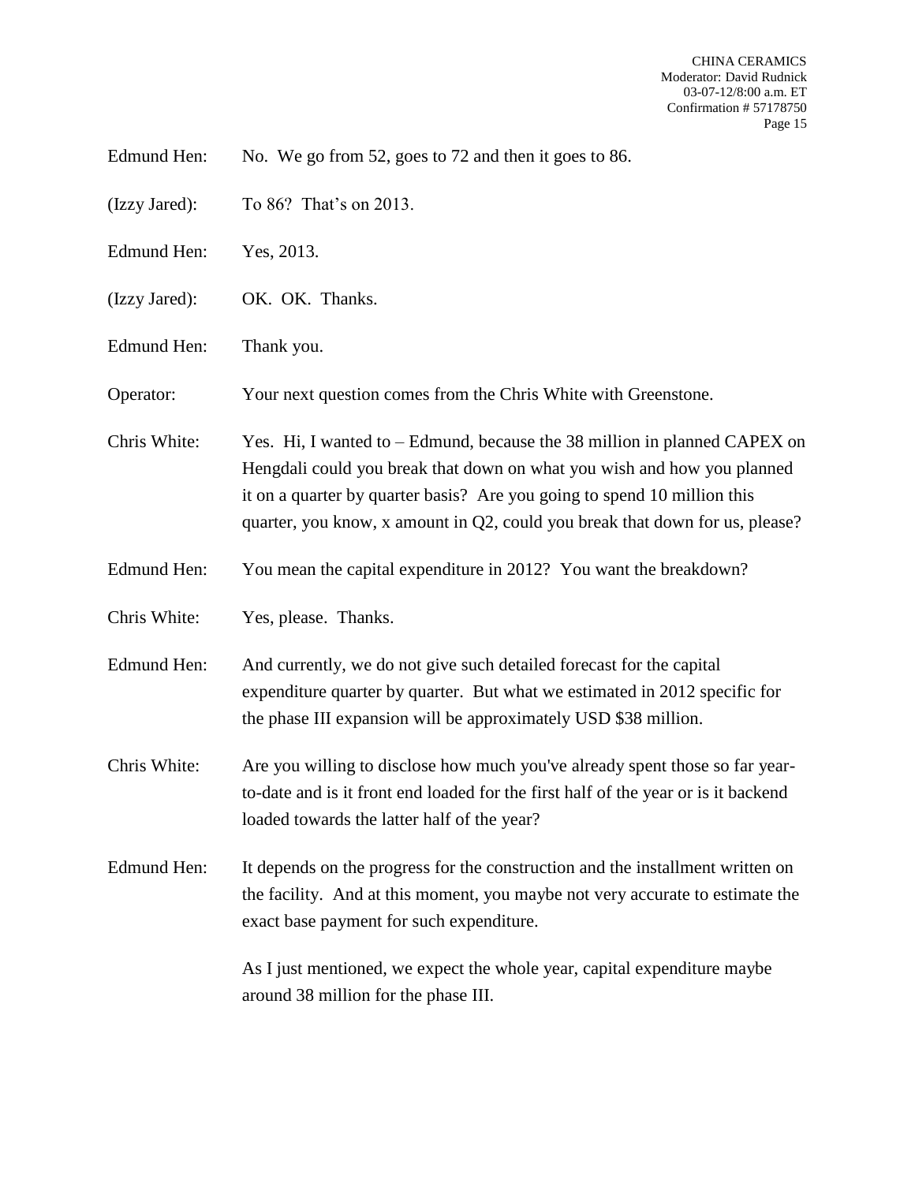Edmund Hen: No. We go from 52, goes to 72 and then it goes to 86.

(Izzy Jared): To 86? That's on 2013.

Edmund Hen: Yes, 2013.

(Izzy Jared): OK. OK. Thanks.

Edmund Hen: Thank you.

Operator: Your next question comes from the Chris White with Greenstone.

Chris White: Yes. Hi, I wanted to – Edmund, because the 38 million in planned CAPEX on Hengdali could you break that down on what you wish and how you planned it on a quarter by quarter basis? Are you going to spend 10 million this quarter, you know, x amount in Q2, could you break that down for us, please?

Edmund Hen: You mean the capital expenditure in 2012? You want the breakdown?

Chris White: Yes, please. Thanks.

Edmund Hen: And currently, we do not give such detailed forecast for the capital expenditure quarter by quarter. But what we estimated in 2012 specific for the phase III expansion will be approximately USD $38 million.

Chris White: Are you willing to disclose how much you've already spent those so far year-to-date and is it front end loaded for the first half of the year or is it backend loaded towards the latter half of the year?

Edmund Hen: It depends on the progress for the construction and the installment written on the facility. And at this moment, you maybe not very accurate to estimate the exact base payment for such expenditure.

As I just mentioned, we expect the whole year, capital expenditure maybe around 38 million for the phase III.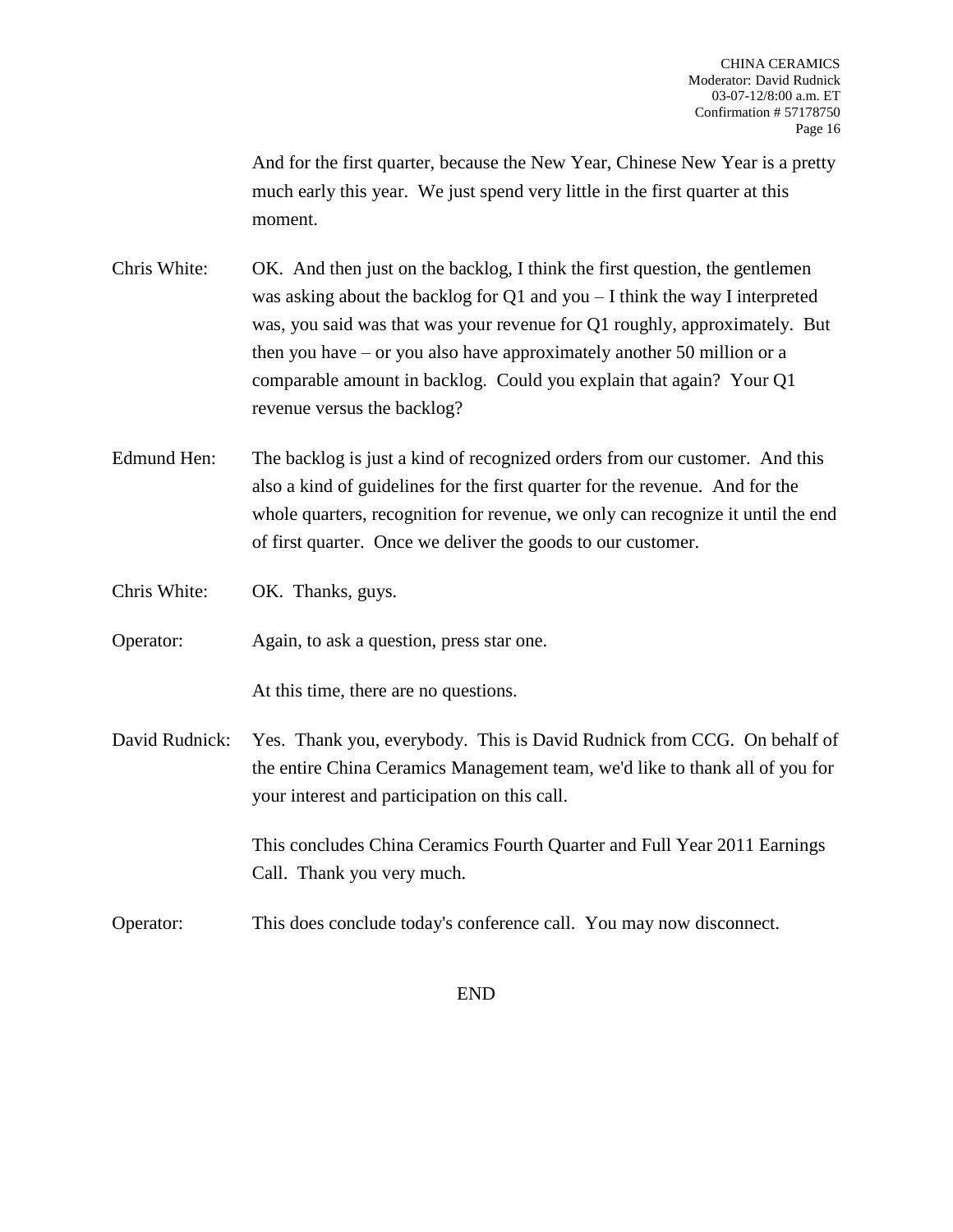And for the first quarter, because the New Year, Chinese New Year is a pretty much early this year. We just spend very little in the first quarter at this moment.

Chris White: OK. And then just on the backlog, I think the first question, the gentlemen was asking about the backlog for Q1 and you – I think the way I interpreted was, you said was that was your revenue for Q1 roughly, approximately. But then you have – or you also have approximately another 50 million or a comparable amount in backlog. Could you explain that again? Your Q1 revenue versus the backlog?

Edmund Hen: The backlog is just a kind of recognized orders from our customer. And this also a kind of guidelines for the first quarter for the revenue. And for the whole quarters, recognition for revenue, we only can recognize it until the end of first quarter. Once we deliver the goods to our customer.

Chris White: OK. Thanks, guys.

Operator: Again, to ask a question, press star one.

At this time, there are no questions.

David Rudnick: Yes. Thank you, everybody. This is David Rudnick from CCG. On behalf of the entire China Ceramics Management team, we'd like to thank all of you for your interest and participation on this call.

This concludes China Ceramics Fourth Quarter and Full Year 2011 Earnings Call. Thank you very much.

Operator: This does conclude today's conference call. You may now disconnect.

END